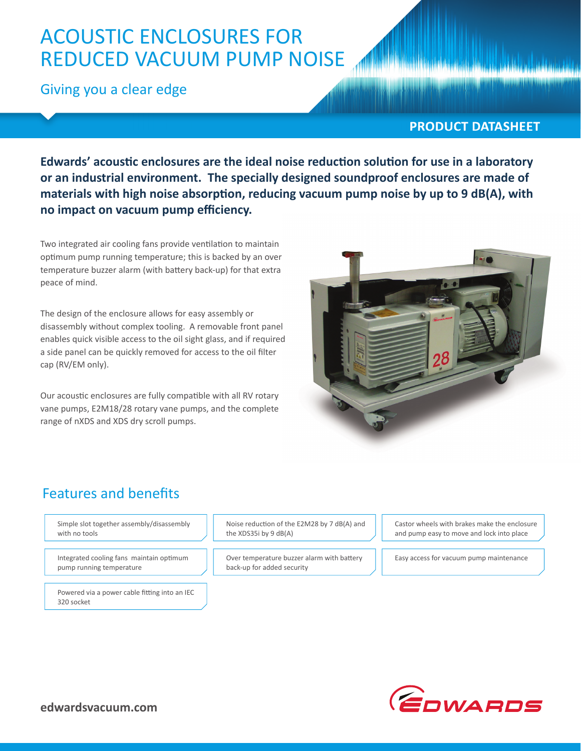# ACOUSTIC ENCLOSURES FOR REDUCED VACUUM PUMP NOISE

Giving you a clear edge

**PRODUCT DATASHEET**

**Edwards' acoustic enclosures are the ideal noise reduction solution for use in a laboratory or an industrial environment. The specially designed soundproof enclosures are made of materials with high noise absorption, reducing vacuum pump noise by up to 9 dB(A), with no impact on vacuum pump efficiency.**

Two integrated air cooling fans provide ventilation to maintain optimum pump running temperature; this is backed by an over temperature buzzer alarm (with battery back-up) for that extra peace of mind.

The design of the enclosure allows for easy assembly or disassembly without complex tooling. A removable front panel enables quick visible access to the oil sight glass, and if required a side panel can be quickly removed for access to the oil filter cap (RV/EM only).

Our acoustic enclosures are fully compatible with all RV rotary vane pumps, E2M18/28 rotary vane pumps, and the complete range of nXDS and XDS dry scroll pumps.

## Features and benefits

- Simple slot together assembly/disassembly with no tools
- Noise reduction of the E2M28 by 7 dB(A) and the XDS35i by 9 dB(A)
- Castor wheels with brakes make the enclosure and pump easy to move and lock into place
- Integrated cooling fans maintain optimum pump running temperature
- Over temperature buzzer alarm with battery back-up for added security
- Easy access for vacuum pump maintenance
- Powered via a power cable fitting into an IEC 320 socket

edwardsvacuum.com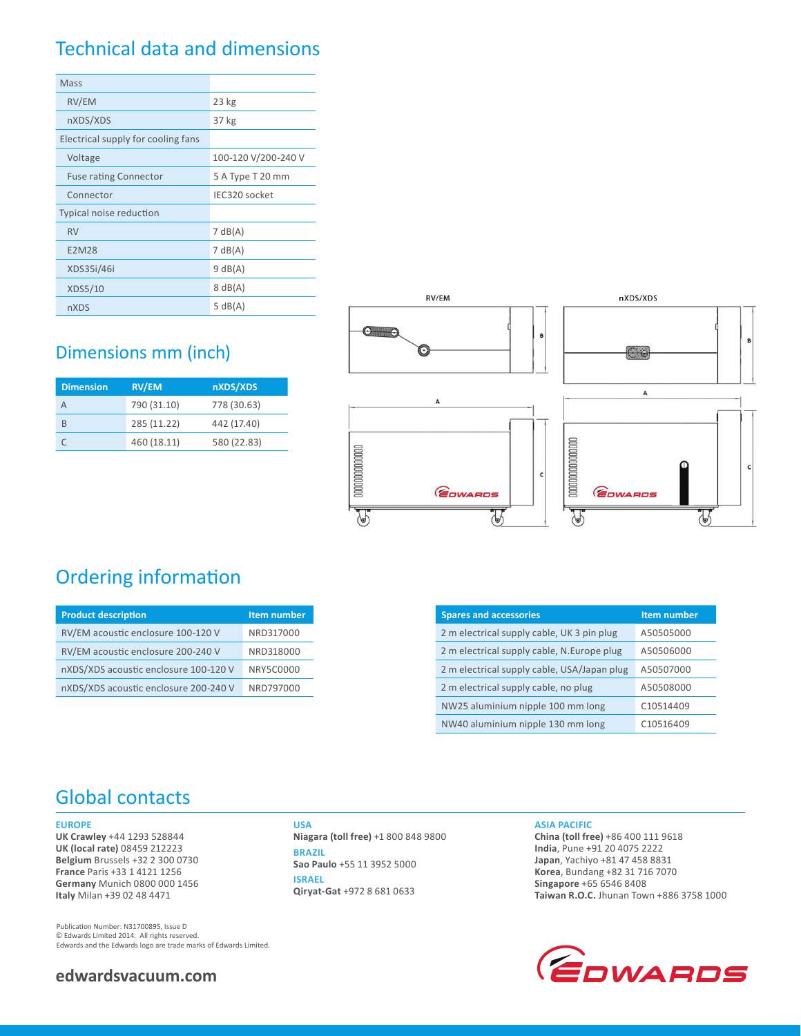## Technical data and dimensions

| | |
|---|---|
| Mass | |
| RV/EM | 23 kg |
| nXDS/XDS | 37 kg |
| Electrical supply for cooling fans | |
| Voltage | 100-120 V/200-240 V |
| Fuse rating Connector | 5 A Type T 20 mm |
| Connector | IEC320 socket |
| Typical noise reduction | |
| RV | 7 dB(A) |
| E2M28 | 7 dB(A) |
| XDS35i/46i | 9 dB(A) |
| XDS5/10 | 8 dB(A) |
| nXDS | 5 dB(A) |

## Dimensions mm (inch)

| Dimension | RV/EM | nXDS/XDS |
|---|---|---|
| A | 790 (31.10) | 778 (30.63) |
| B | 285 (11.22) | 442 (17.40) |
| C | 460 (18.11) | 580 (22.83) |

RV/EM

nXDS/XDS

A

B

C

## Ordering information

| Product description | Item number |
|---|---|
| RV/EM acoustic enclosure 100-120 V | NRD317000 |
| RV/EM acoustic enclosure 200-240 V | NRD318000 |
| nXDS/XDS acoustic enclosure 100-120 V | NRY5C0000 |
| nXDS/XDS acoustic enclosure 200-240 V | NRD797000 |

| Spares and accessories | Item number |
|---|---|
| 2 m electrical supply cable, UK 3 pin plug | A50505000 |
| 2 m electrical supply cable, N.Europe plug | A50506000 |
| 2 m electrical supply cable, USA/Japan plug | A50507000 |
| 2 m electrical supply cable, no plug | A50508000 |
| NW25 aluminium nipple 100 mm long | C10514409 |
| NW40 aluminium nipple 130 mm long | C10516409 |

## Global contacts

**EUROPE**
**UK Crawley** +44 1293 528844
**UK (local rate)** 08459 212223
**Belgium** Brussels +32 2 300 0730
**France** Paris +33 1 4121 1256
**Germany** Munich 0800 000 1456
**Italy** Milan +39 02 48 4471

**USA**
**Niagara (toll free)** +1 800 848 9800

**BRAZIL**
**Sao Paulo** +55 11 3952 5000

**ISRAEL**
**Qiryat-Gat** +972 8 681 0633

**ASIA PACIFIC**
**China (toll free)** +86 400 111 9618
**India**, Pune +91 20 4075 2222
**Japan**, Yachiyo +81 47 458 8831
**Korea**, Bundang +82 31 716 7070
**Singapore** +65 6546 8408
**Taiwan R.O.C.** Jhunan Town +886 3758 1000

Publication Number: N31700895, Issue D
© Edwards Limited 2014. All rights reserved.
Edwards and the Edwards logo are trade marks of Edwards Limited.

**edwardsvacuum.com**

EDWARDS